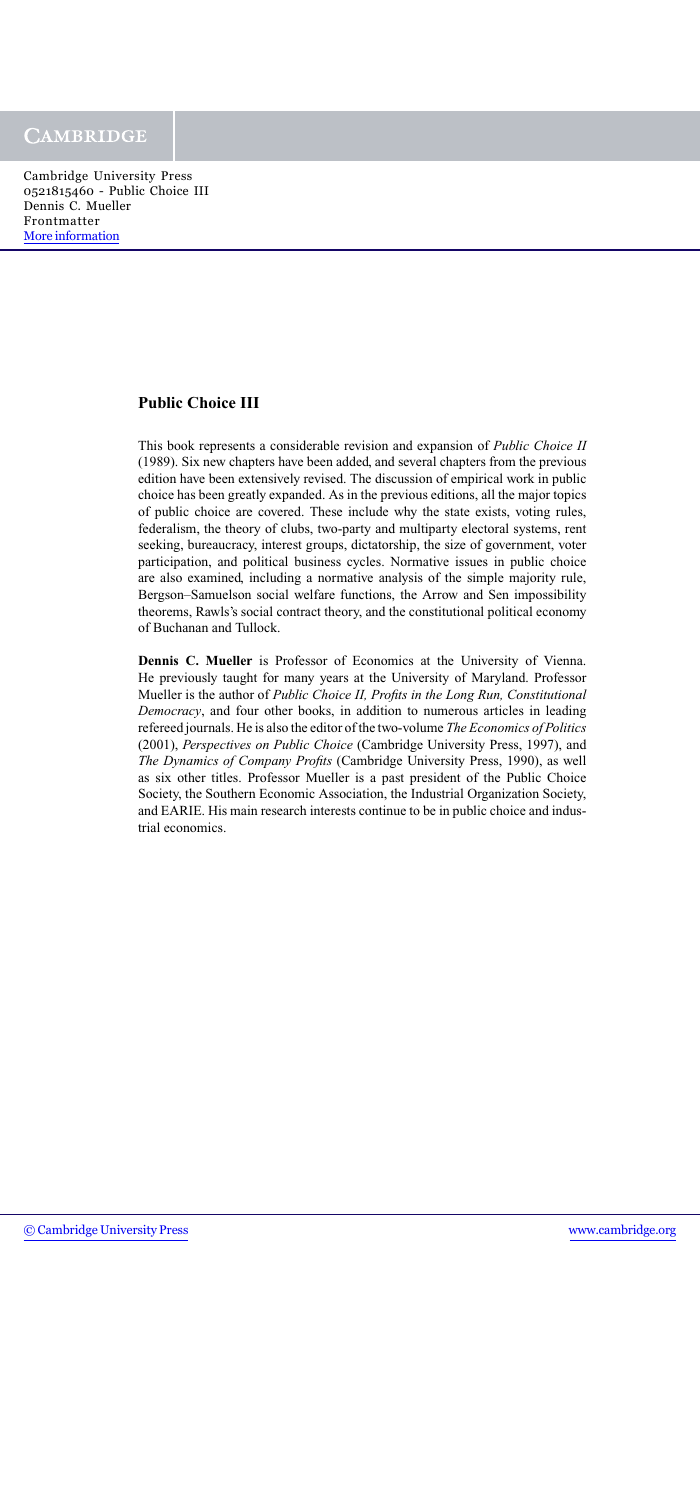## Public Choice III

This book represents a considerable revision and expansion of *Public Choice II* (1989). Six new chapters have been added, and several chapters from the previous edition have been extensively revised. The discussion of empirical work in public choice has been greatly expanded. As in the previous editions, all the major topics of public choice are covered. These include why the state exists, voting rules, federalism, the theory of clubs, two-party and multiparty electoral systems, rent seeking, bureaucracy, interest groups, dictatorship, the size of government, voter participation, and political business cycles. Normative issues in public choice are also examined, including a normative analysis of the simple majority rule, Bergson–Samuelson social welfare functions, the Arrow and Sen impossibility theorems, Rawls's social contract theory, and the constitutional political economy of Buchanan and Tullock.

**Dennis C. Mueller** is Professor of Economics at the University of Vienna. He previously taught for many years at the University of Maryland. Professor Mueller is the author of *Public Choice II, Profits in the Long Run, Constitutional Democracy*, and four other books, in addition to numerous articles in leading refereed journals. He is also the editor of the two-volume *The Economics of Politics* (2001), *Perspectives on Public Choice* (Cambridge University Press, 1997), and *The Dynamics of Company Profits* (Cambridge University Press, 1990), as well as six other titles. Professor Mueller is a past president of the Public Choice Society, the Southern Economic Association, the Industrial Organization Society, and EARIE. His main research interests continue to be in public choice and industrial economics.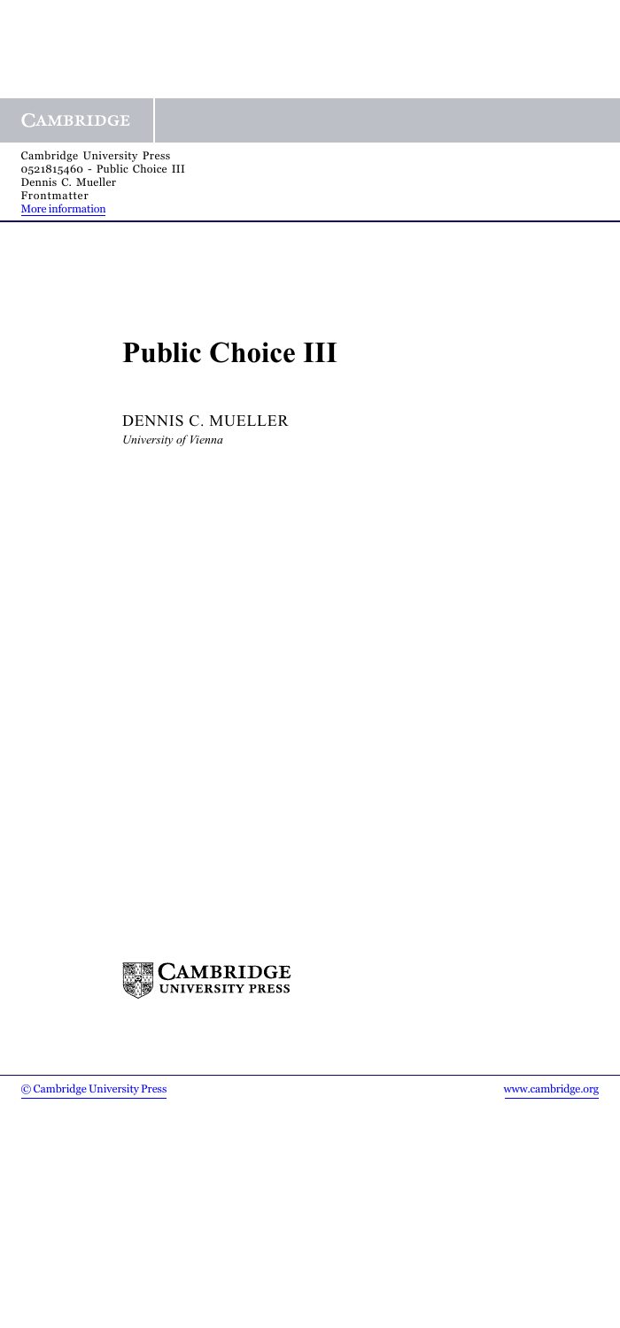# Public Choice III

DENNIS C. MUELLER

*University of Vienna*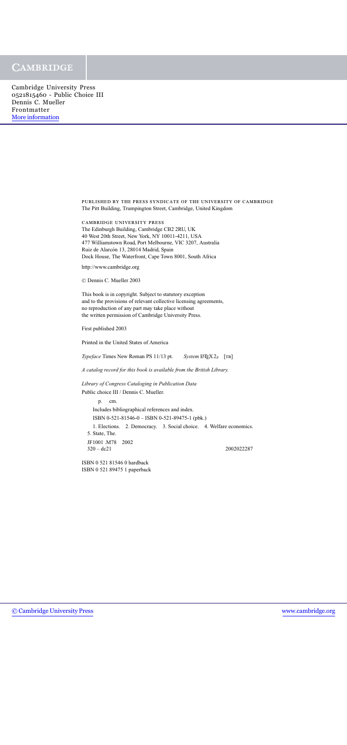PUBLISHED BY THE PRESS SYNDICATE OF THE UNIVERSITY OF CAMBRIDGE
The Pitt Building, Trumpington Street, Cambridge, United Kingdom

CAMBRIDGE UNIVERSITY PRESS
The Edinburgh Building, Cambridge CB2 2RU, UK
40 West 20th Street, New York, NY 10011-4211, USA
477 Williamstown Road, Port Melbourne, VIC 3207, Australia
Ruiz de Alarcón 13, 28014 Madrid, Spain
Dock House, The Waterfront, Cape Town 8001, South Africa

http://www.cambridge.org

© Dennis C. Mueller 2003

This book is in copyright. Subject to statutory exception
and to the provisions of relevant collective licensing agreements,
no reproduction of any part may take place without
the written permission of Cambridge University Press.

First published 2003

Printed in the United States of America

*Typeface* Times New Roman PS 11/13 pt. *System* $\LaTeX 2_\varepsilon$ [TB]

*A catalog record for this book is available from the British Library.*

*Library of Congress Cataloging in Publication Data*

Public choice III / Dennis C. Mueller.

p. cm.

Includes bibliographical references and index.

ISBN 0-521-81546-0 – ISBN 0-521-89475-1 (pbk.)

1. Elections. 2. Democracy. 3. Social choice. 4. Welfare economics.
5. State, The.

JF1001 .M78 2002
320 – dc21 2002022287

ISBN 0 521 81546 0 hardback
ISBN 0 521 89475 1 paperback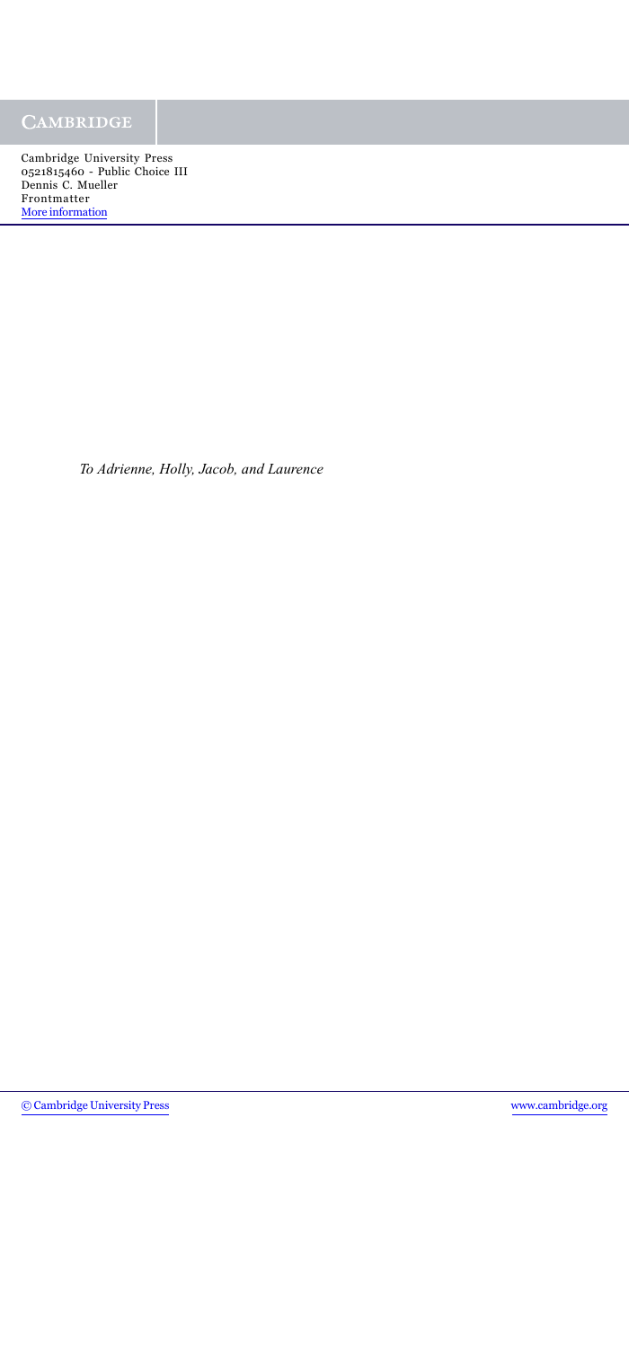*To Adrienne, Holly, Jacob, and Laurence*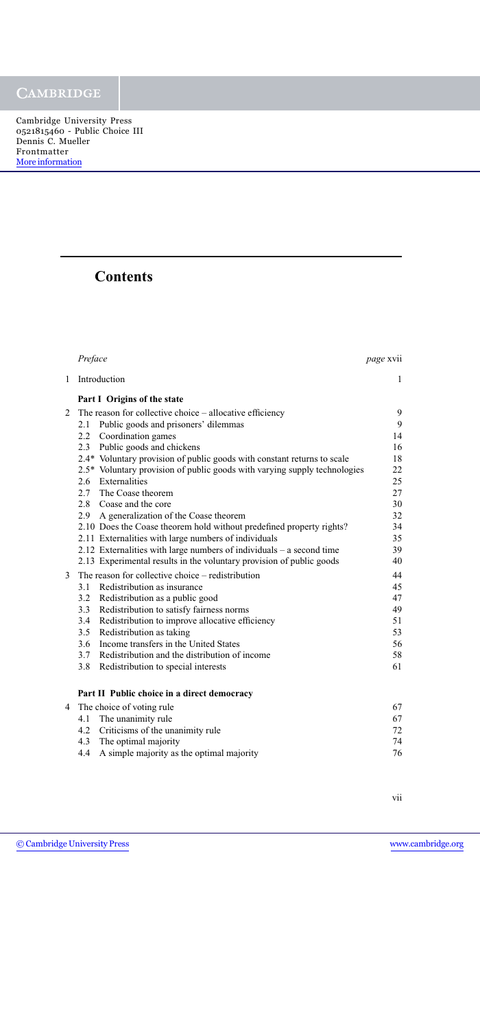# Contents

| | | |
|---|---|---|
| | *Preface* | *page* xvii |
| 1 | Introduction | 1 |
| | **Part I Origins of the state** | |
| 2 | The reason for collective choice – allocative efficiency | 9 |
| | 2.1 Public goods and prisoners' dilemmas | 9 |
| | 2.2 Coordination games | 14 |
| | 2.3 Public goods and chickens | 16 |
| | 2.4* Voluntary provision of public goods with constant returns to scale | 18 |
| | 2.5* Voluntary provision of public goods with varying supply technologies | 22 |
| | 2.6 Externalities | 25 |
| | 2.7 The Coase theorem | 27 |
| | 2.8 Coase and the core | 30 |
| | 2.9 A generalization of the Coase theorem | 32 |
| | 2.10 Does the Coase theorem hold without predefined property rights? | 34 |
| | 2.11 Externalities with large numbers of individuals | 35 |
| | 2.12 Externalities with large numbers of individuals – a second time | 39 |
| | 2.13 Experimental results in the voluntary provision of public goods | 40 |
| 3 | The reason for collective choice – redistribution | 44 |
| | 3.1 Redistribution as insurance | 45 |
| | 3.2 Redistribution as a public good | 47 |
| | 3.3 Redistribution to satisfy fairness norms | 49 |
| | 3.4 Redistribution to improve allocative efficiency | 51 |
| | 3.5 Redistribution as taking | 53 |
| | 3.6 Income transfers in the United States | 56 |
| | 3.7 Redistribution and the distribution of income | 58 |
| | 3.8 Redistribution to special interests | 61 |
| | **Part II Public choice in a direct democracy** | |
| 4 | The choice of voting rule | 67 |
| | 4.1 The unanimity rule | 67 |
| | 4.2 Criticisms of the unanimity rule | 72 |
| | 4.3 The optimal majority | 74 |
| | 4.4 A simple majority as the optimal majority | 76 |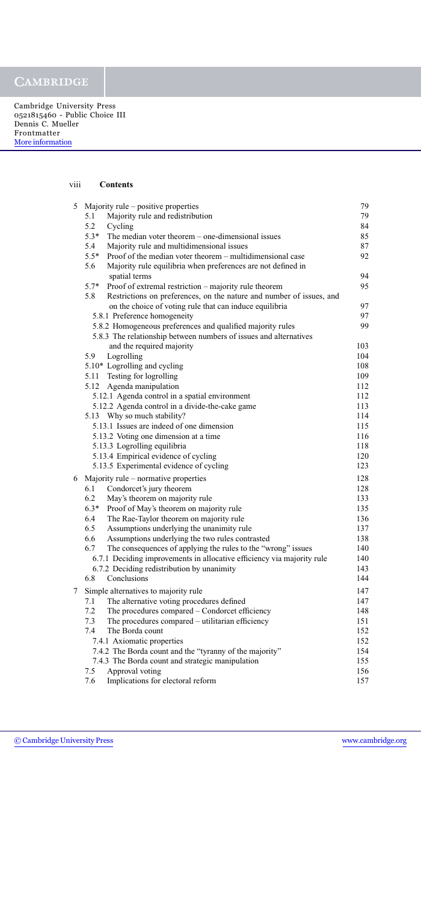| | | |
|---|---|---|
| 5 | Majority rule – positive properties | 79 |
| | 5.1 Majority rule and redistribution | 79 |
| | 5.2 Cycling | 84 |
| | 5.3* The median voter theorem – one-dimensional issues | 85 |
| | 5.4 Majority rule and multidimensional issues | 87 |
| | 5.5* Proof of the median voter theorem – multidimensional case | 92 |
| | 5.6 Majority rule equilibria when preferences are not defined in spatial terms | 94 |
| | 5.7* Proof of extremal restriction – majority rule theorem | 95 |
| | 5.8 Restrictions on preferences, on the nature and number of issues, and on the choice of voting rule that can induce equilibria | 97 |
| | 5.8.1 Preference homogeneity | 97 |
| | 5.8.2 Homogeneous preferences and qualified majority rules | 99 |
| | 5.8.3 The relationship between numbers of issues and alternatives and the required majority | 103 |
| | 5.9 Logrolling | 104 |
| | 5.10* Logrolling and cycling | 108 |
| | 5.11 Testing for logrolling | 109 |
| | 5.12 Agenda manipulation | 112 |
| | 5.12.1 Agenda control in a spatial environment | 112 |
| | 5.12.2 Agenda control in a divide-the-cake game | 113 |
| | 5.13 Why so much stability? | 114 |
| | 5.13.1 Issues are indeed of one dimension | 115 |
| | 5.13.2 Voting one dimension at a time | 116 |
| | 5.13.3 Logrolling equilibria | 118 |
| | 5.13.4 Empirical evidence of cycling | 120 |
| | 5.13.5 Experimental evidence of cycling | 123 |
| 6 | Majority rule – normative properties | 128 |
| | 6.1 Condorcet's jury theorem | 128 |
| | 6.2 May's theorem on majority rule | 133 |
| | 6.3* Proof of May's theorem on majority rule | 135 |
| | 6.4 The Rae-Taylor theorem on majority rule | 136 |
| | 6.5 Assumptions underlying the unanimity rule | 137 |
| | 6.6 Assumptions underlying the two rules contrasted | 138 |
| | 6.7 The consequences of applying the rules to the "wrong" issues | 140 |
| | 6.7.1 Deciding improvements in allocative efficiency via majority rule | 140 |
| | 6.7.2 Deciding redistribution by unanimity | 143 |
| | 6.8 Conclusions | 144 |
| 7 | Simple alternatives to majority rule | 147 |
| | 7.1 The alternative voting procedures defined | 147 |
| | 7.2 The procedures compared – Condorcet efficiency | 148 |
| | 7.3 The procedures compared – utilitarian efficiency | 151 |
| | 7.4 The Borda count | 152 |
| | 7.4.1 Axiomatic properties | 152 |
| | 7.4.2 The Borda count and the "tyranny of the majority" | 154 |
| | 7.4.3 The Borda count and strategic manipulation | 155 |
| | 7.5 Approval voting | 156 |
| | 7.6 Implications for electoral reform | 157 |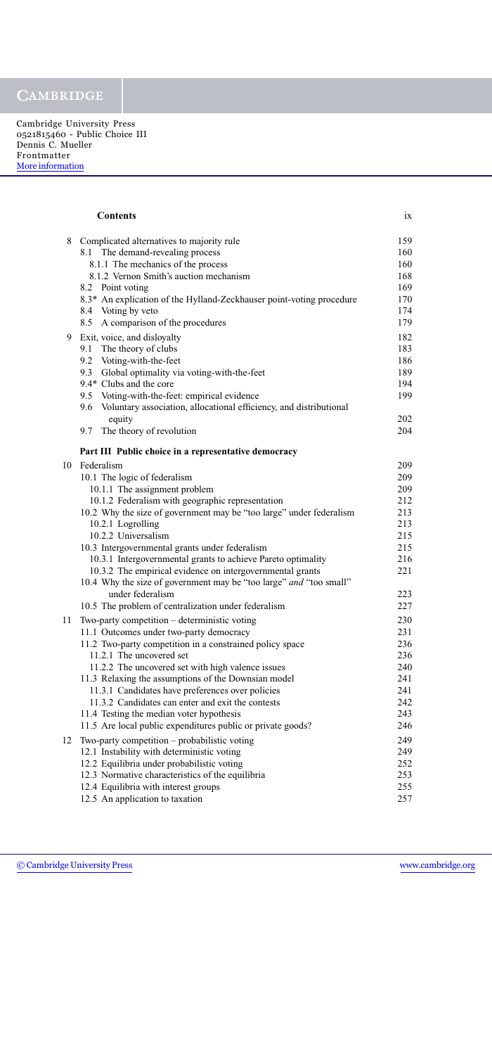| | | |
|---|---|---|
| 8 | Complicated alternatives to majority rule | 159 |
| | 8.1 The demand-revealing process | 160 |
| | 8.1.1 The mechanics of the process | 160 |
| | 8.1.2 Vernon Smith's auction mechanism | 168 |
| | 8.2 Point voting | 169 |
| | 8.3* An explication of the Hylland-Zeckhauser point-voting procedure | 170 |
| | 8.4 Voting by veto | 174 |
| | 8.5 A comparison of the procedures | 179 |
| 9 | Exit, voice, and disloyalty | 182 |
| | 9.1 The theory of clubs | 183 |
| | 9.2 Voting-with-the-feet | 186 |
| | 9.3 Global optimality via voting-with-the-feet | 189 |
| | 9.4* Clubs and the core | 194 |
| | 9.5 Voting-with-the-feet: empirical evidence | 199 |
| | 9.6 Voluntary association, allocational efficiency, and distributional equity | 202 |
| | 9.7 The theory of revolution | 204 |
| | **Part III Public choice in a representative democracy** | |
| 10 | Federalism | 209 |
| | 10.1 The logic of federalism | 209 |
| | 10.1.1 The assignment problem | 209 |
| | 10.1.2 Federalism with geographic representation | 212 |
| | 10.2 Why the size of government may be "too large" under federalism | 213 |
| | 10.2.1 Logrolling | 213 |
| | 10.2.2 Universalism | 215 |
| | 10.3 Intergovernmental grants under federalism | 215 |
| | 10.3.1 Intergovernmental grants to achieve Pareto optimality | 216 |
| | 10.3.2 The empirical evidence on intergovernmental grants | 221 |
| | 10.4 Why the size of government may be "too large" *and* "too small" under federalism | 223 |
| | 10.5 The problem of centralization under federalism | 227 |
| 11 | Two-party competition – deterministic voting | 230 |
| | 11.1 Outcomes under two-party democracy | 231 |
| | 11.2 Two-party competition in a constrained policy space | 236 |
| | 11.2.1 The uncovered set | 236 |
| | 11.2.2 The uncovered set with high valence issues | 240 |
| | 11.3 Relaxing the assumptions of the Downsian model | 241 |
| | 11.3.1 Candidates have preferences over policies | 241 |
| | 11.3.2 Candidates can enter and exit the contests | 242 |
| | 11.4 Testing the median voter hypothesis | 243 |
| | 11.5 Are local public expenditures public or private goods? | 246 |
| 12 | Two-party competition – probabilistic voting | 249 |
| | 12.1 Instability with deterministic voting | 249 |
| | 12.2 Equilibria under probabilistic voting | 252 |
| | 12.3 Normative characteristics of the equilibria | 253 |
| | 12.4 Equilibria with interest groups | 255 |
| | 12.5 An application to taxation | 257 |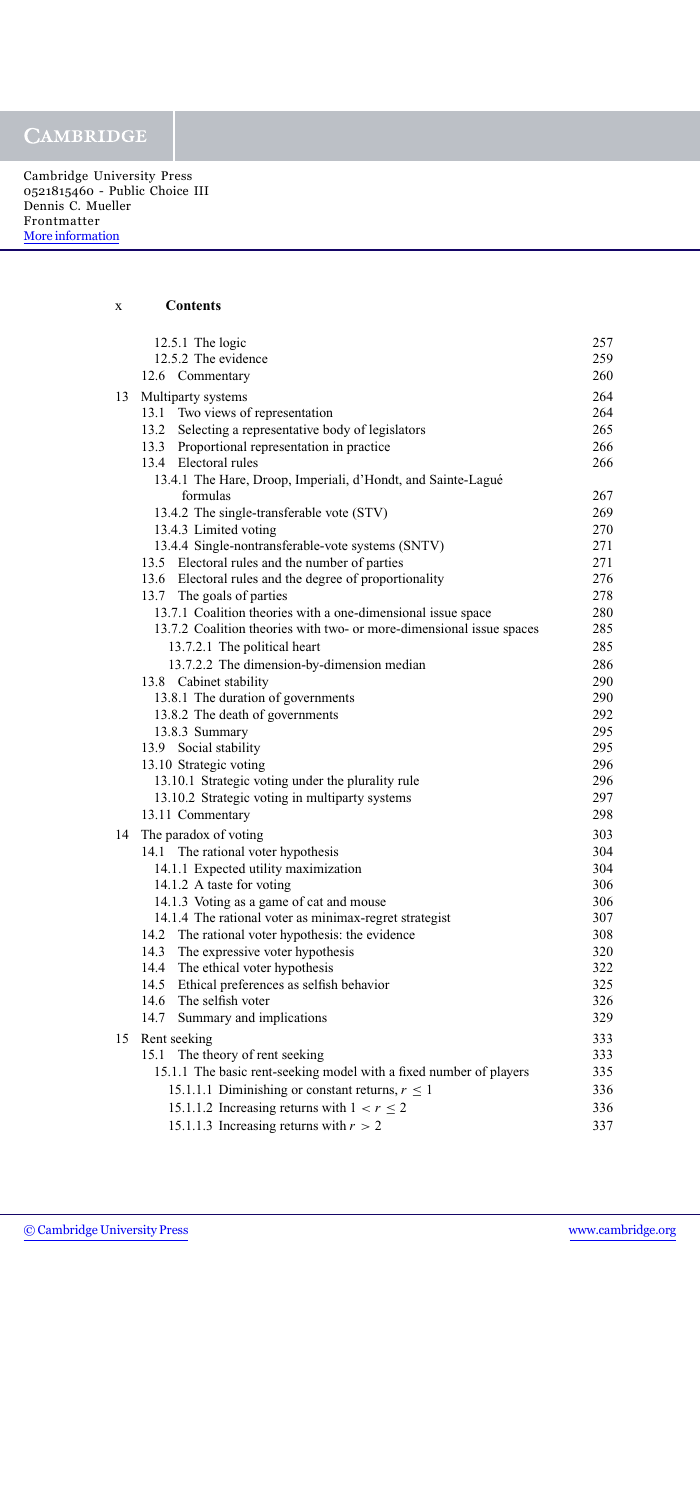## Contents

| | |
|---|---|
| 12.5.1 The logic | 257 |
| 12.5.2 The evidence | 259 |
| 12.6 Commentary | 260 |
| 13 Multiparty systems | 264 |
| 13.1 Two views of representation | 264 |
| 13.2 Selecting a representative body of legislators | 265 |
| 13.3 Proportional representation in practice | 266 |
| 13.4 Electoral rules | 266 |
| 13.4.1 The Hare, Droop, Imperiali, d'Hondt, and Sainte-Laguë formulas | 267 |
| 13.4.2 The single-transferable vote (STV) | 269 |
| 13.4.3 Limited voting | 270 |
| 13.4.4 Single-nontransferable-vote systems (SNTV) | 271 |
| 13.5 Electoral rules and the number of parties | 271 |
| 13.6 Electoral rules and the degree of proportionality | 276 |
| 13.7 The goals of parties | 278 |
| 13.7.1 Coalition theories with a one-dimensional issue space | 280 |
| 13.7.2 Coalition theories with two- or more-dimensional issue spaces | 285 |
| 13.7.2.1 The political heart | 285 |
| 13.7.2.2 The dimension-by-dimension median | 286 |
| 13.8 Cabinet stability | 290 |
| 13.8.1 The duration of governments | 290 |
| 13.8.2 The death of governments | 292 |
| 13.8.3 Summary | 295 |
| 13.9 Social stability | 295 |
| 13.10 Strategic voting | 296 |
| 13.10.1 Strategic voting under the plurality rule | 296 |
| 13.10.2 Strategic voting in multiparty systems | 297 |
| 13.11 Commentary | 298 |
| 14 The paradox of voting | 303 |
| 14.1 The rational voter hypothesis | 304 |
| 14.1.1 Expected utility maximization | 304 |
| 14.1.2 A taste for voting | 306 |
| 14.1.3 Voting as a game of cat and mouse | 306 |
| 14.1.4 The rational voter as minimax-regret strategist | 307 |
| 14.2 The rational voter hypothesis: the evidence | 308 |
| 14.3 The expressive voter hypothesis | 320 |
| 14.4 The ethical voter hypothesis | 322 |
| 14.5 Ethical preferences as selfish behavior | 325 |
| 14.6 The selfish voter | 326 |
| 14.7 Summary and implications | 329 |
| 15 Rent seeking | 333 |
| 15.1 The theory of rent seeking | 333 |
| 15.1.1 The basic rent-seeking model with a fixed number of players | 335 |
| 15.1.1.1 Diminishing or constant returns, $r \leq 1$ | 336 |
| 15.1.1.2 Increasing returns with $1 < r \leq 2$ | 336 |
| 15.1.1.3 Increasing returns with $r > 2$ | 337 |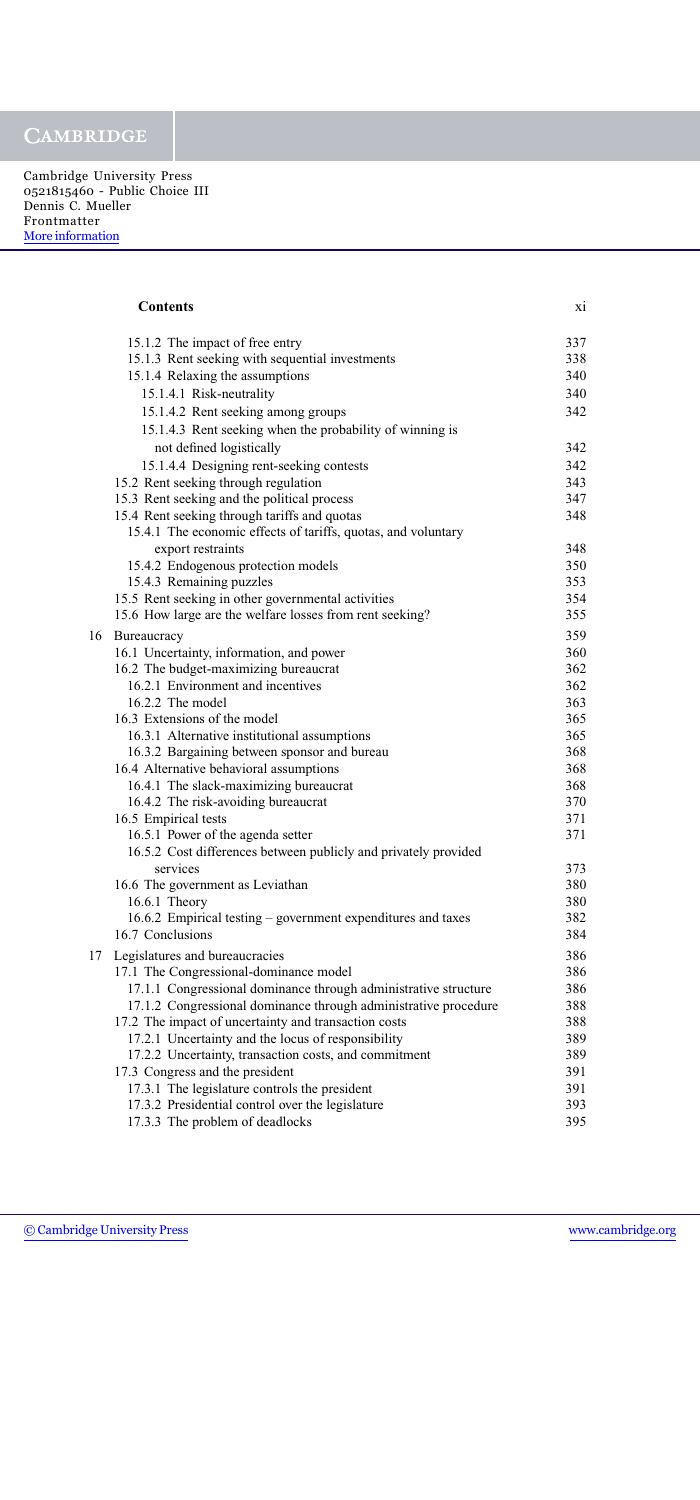## Contents

| | |
|---|---|
| 15.1.2 The impact of free entry | 337 |
| 15.1.3 Rent seeking with sequential investments | 338 |
| 15.1.4 Relaxing the assumptions | 340 |
| 15.1.4.1 Risk-neutrality | 340 |
| 15.1.4.2 Rent seeking among groups | 342 |
| 15.1.4.3 Rent seeking when the probability of winning is not defined logistically | 342 |
| 15.1.4.4 Designing rent-seeking contests | 342 |
| 15.2 Rent seeking through regulation | 343 |
| 15.3 Rent seeking and the political process | 347 |
| 15.4 Rent seeking through tariffs and quotas | 348 |
| 15.4.1 The economic effects of tariffs, quotas, and voluntary export restraints | 348 |
| 15.4.2 Endogenous protection models | 350 |
| 15.4.3 Remaining puzzles | 353 |
| 15.5 Rent seeking in other governmental activities | 354 |
| 15.6 How large are the welfare losses from rent seeking? | 355 |
| **16 Bureaucracy** | **359** |
| 16.1 Uncertainty, information, and power | 360 |
| 16.2 The budget-maximizing bureaucrat | 362 |
| 16.2.1 Environment and incentives | 362 |
| 16.2.2 The model | 363 |
| 16.3 Extensions of the model | 365 |
| 16.3.1 Alternative institutional assumptions | 365 |
| 16.3.2 Bargaining between sponsor and bureau | 368 |
| 16.4 Alternative behavioral assumptions | 368 |
| 16.4.1 The slack-maximizing bureaucrat | 368 |
| 16.4.2 The risk-avoiding bureaucrat | 370 |
| 16.5 Empirical tests | 371 |
| 16.5.1 Power of the agenda setter | 371 |
| 16.5.2 Cost differences between publicly and privately provided services | 373 |
| 16.6 The government as Leviathan | 380 |
| 16.6.1 Theory | 380 |
| 16.6.2 Empirical testing – government expenditures and taxes | 382 |
| 16.7 Conclusions | 384 |
| **17 Legislatures and bureaucracies** | **386** |
| 17.1 The Congressional-dominance model | 386 |
| 17.1.1 Congressional dominance through administrative structure | 386 |
| 17.1.2 Congressional dominance through administrative procedure | 388 |
| 17.2 The impact of uncertainty and transaction costs | 388 |
| 17.2.1 Uncertainty and the locus of responsibility | 389 |
| 17.2.2 Uncertainty, transaction costs, and commitment | 389 |
| 17.3 Congress and the president | 391 |
| 17.3.1 The legislature controls the president | 391 |
| 17.3.2 Presidential control over the legislature | 393 |
| 17.3.3 The problem of deadlocks | 395 |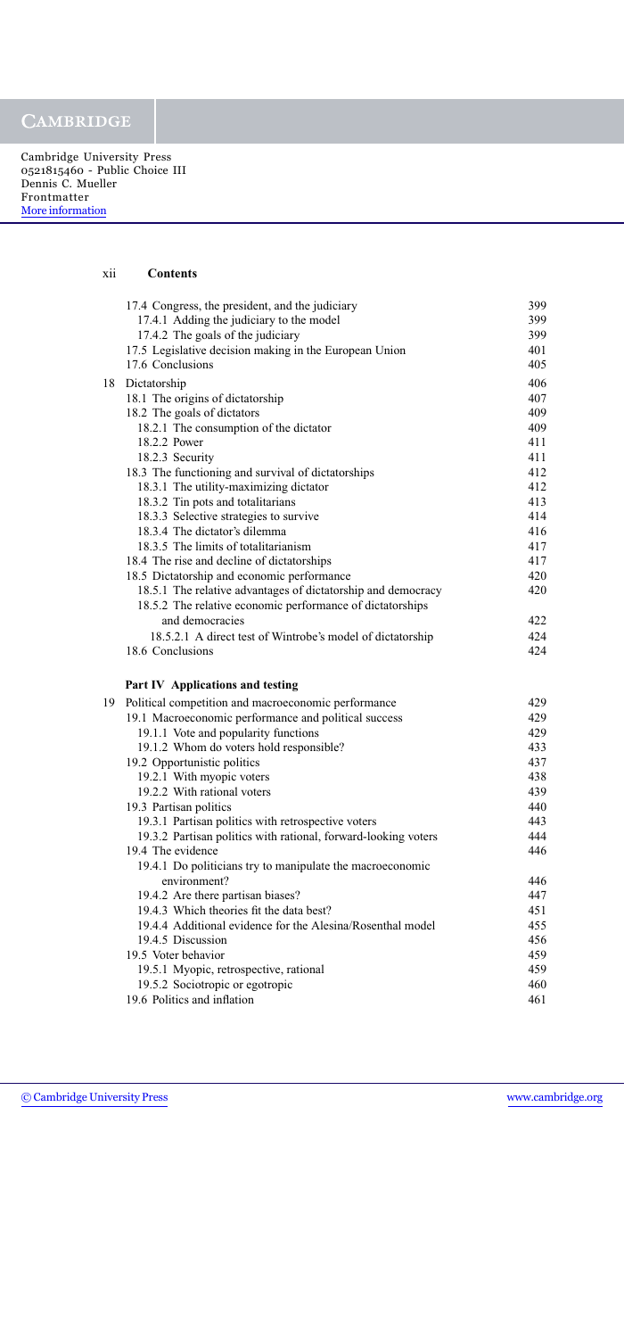| | |
|---|---|
| 17.4 Congress, the president, and the judiciary | 399 |
| 17.4.1 Adding the judiciary to the model | 399 |
| 17.4.2 The goals of the judiciary | 399 |
| 17.5 Legislative decision making in the European Union | 401 |
| 17.6 Conclusions | 405 |
| 18 Dictatorship | 406 |
| 18.1 The origins of dictatorship | 407 |
| 18.2 The goals of dictators | 409 |
| 18.2.1 The consumption of the dictator | 409 |
| 18.2.2 Power | 411 |
| 18.2.3 Security | 411 |
| 18.3 The functioning and survival of dictatorships | 412 |
| 18.3.1 The utility-maximizing dictator | 412 |
| 18.3.2 Tin pots and totalitarians | 413 |
| 18.3.3 Selective strategies to survive | 414 |
| 18.3.4 The dictator's dilemma | 416 |
| 18.3.5 The limits of totalitarianism | 417 |
| 18.4 The rise and decline of dictatorships | 417 |
| 18.5 Dictatorship and economic performance | 420 |
| 18.5.1 The relative advantages of dictatorship and democracy | 420 |
| 18.5.2 The relative economic performance of dictatorships and democracies | 422 |
| 18.5.2.1 A direct test of Wintrobe's model of dictatorship | 424 |
| 18.6 Conclusions | 424 |

**Part IV Applications and testing**

| | |
|---|---|
| 19 Political competition and macroeconomic performance | 429 |
| 19.1 Macroeconomic performance and political success | 429 |
| 19.1.1 Vote and popularity functions | 429 |
| 19.1.2 Whom do voters hold responsible? | 433 |
| 19.2 Opportunistic politics | 437 |
| 19.2.1 With myopic voters | 438 |
| 19.2.2 With rational voters | 439 |
| 19.3 Partisan politics | 440 |
| 19.3.1 Partisan politics with retrospective voters | 443 |
| 19.3.2 Partisan politics with rational, forward-looking voters | 444 |
| 19.4 The evidence | 446 |
| 19.4.1 Do politicians try to manipulate the macroeconomic environment? | 446 |
| 19.4.2 Are there partisan biases? | 447 |
| 19.4.3 Which theories fit the data best? | 451 |
| 19.4.4 Additional evidence for the Alesina/Rosenthal model | 455 |
| 19.4.5 Discussion | 456 |
| 19.5 Voter behavior | 459 |
| 19.5.1 Myopic, retrospective, rational | 459 |
| 19.5.2 Sociotropic or egotropic | 460 |
| 19.6 Politics and inflation | 461 |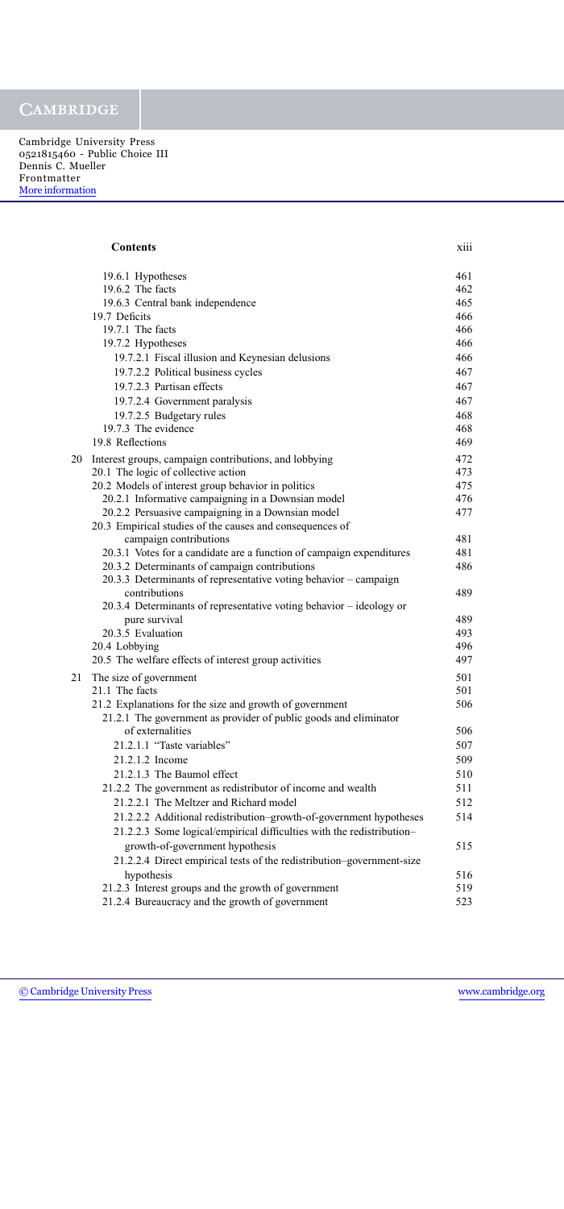**Contents**

| | |
|---|---|
| 19.6.1 Hypotheses | 461 |
| 19.6.2 The facts | 462 |
| 19.6.3 Central bank independence | 465 |
| 19.7 Deficits | 466 |
| 19.7.1 The facts | 466 |
| 19.7.2 Hypotheses | 466 |
| 19.7.2.1 Fiscal illusion and Keynesian delusions | 466 |
| 19.7.2.2 Political business cycles | 467 |
| 19.7.2.3 Partisan effects | 467 |
| 19.7.2.4 Government paralysis | 467 |
| 19.7.2.5 Budgetary rules | 468 |
| 19.7.3 The evidence | 468 |
| 19.8 Reflections | 469 |
| 20 Interest groups, campaign contributions, and lobbying | 472 |
| 20.1 The logic of collective action | 473 |
| 20.2 Models of interest group behavior in politics | 475 |
| 20.2.1 Informative campaigning in a Downsian model | 476 |
| 20.2.2 Persuasive campaigning in a Downsian model | 477 |
| 20.3 Empirical studies of the causes and consequences of campaign contributions | 481 |
| 20.3.1 Votes for a candidate are a function of campaign expenditures | 481 |
| 20.3.2 Determinants of campaign contributions | 486 |
| 20.3.3 Determinants of representative voting behavior – campaign contributions | 489 |
| 20.3.4 Determinants of representative voting behavior – ideology or pure survival | 489 |
| 20.3.5 Evaluation | 493 |
| 20.4 Lobbying | 496 |
| 20.5 The welfare effects of interest group activities | 497 |
| 21 The size of government | 501 |
| 21.1 The facts | 501 |
| 21.2 Explanations for the size and growth of government | 506 |
| 21.2.1 The government as provider of public goods and eliminator of externalities | 506 |
| 21.2.1.1 "Taste variables" | 507 |
| 21.2.1.2 Income | 509 |
| 21.2.1.3 The Baumol effect | 510 |
| 21.2.2 The government as redistributor of income and wealth | 511 |
| 21.2.2.1 The Meltzer and Richard model | 512 |
| 21.2.2.2 Additional redistribution–growth-of-government hypotheses | 514 |
| 21.2.2.3 Some logical/empirical difficulties with the redistribution–growth-of-government hypothesis | 515 |
| 21.2.2.4 Direct empirical tests of the redistribution–government-size hypothesis | 516 |
| 21.2.3 Interest groups and the growth of government | 519 |
| 21.2.4 Bureaucracy and the growth of government | 523 |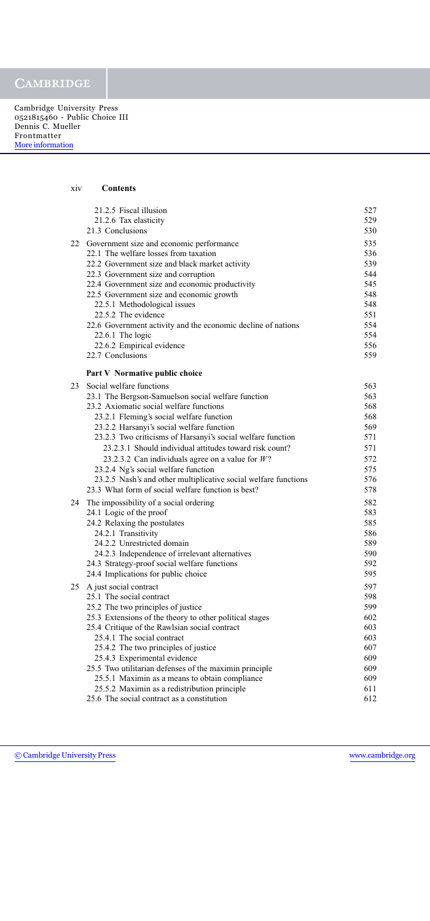| | | |
|---|---|---|
| | 21.2.5 Fiscal illusion | 527 |
| | 21.2.6 Tax elasticity | 529 |
| | 21.3 Conclusions | 530 |
| 22 | Government size and economic performance | 535 |
| | 22.1 The welfare losses from taxation | 536 |
| | 22.2 Government size and black market activity | 539 |
| | 22.3 Government size and corruption | 544 |
| | 22.4 Government size and economic productivity | 545 |
| | 22.5 Government size and economic growth | 548 |
| | 22.5.1 Methodological issues | 548 |
| | 22.5.2 The evidence | 551 |
| | 22.6 Government activity and the economic decline of nations | 554 |
| | 22.6.1 The logic | 554 |
| | 22.6.2 Empirical evidence | 556 |
| | 22.7 Conclusions | 559 |
| | **Part V Normative public choice** | |
| 23 | Social welfare functions | 563 |
| | 23.1 The Bergson-Samuelson social welfare function | 563 |
| | 23.2 Axiomatic social welfare functions | 568 |
| | 23.2.1 Fleming's social welfare function | 568 |
| | 23.2.2 Harsanyi's social welfare function | 569 |
| | 23.2.3 Two criticisms of Harsanyi's social welfare function | 571 |
| | 23.2.3.1 Should individual attitudes toward risk count? | 571 |
| | 23.2.3.2 Can individuals agree on a value for *W*? | 572 |
| | 23.2.4 Ng's social welfare function | 575 |
| | 23.2.5 Nash's and other multiplicative social welfare functions | 576 |
| | 23.3 What form of social welfare function is best? | 578 |
| 24 | The impossibility of a social ordering | 582 |
| | 24.1 Logic of the proof | 583 |
| | 24.2 Relaxing the postulates | 585 |
| | 24.2.1 Transitivity | 586 |
| | 24.2.2 Unrestricted domain | 589 |
| | 24.2.3 Independence of irrelevant alternatives | 590 |
| | 24.3 Strategy-proof social welfare functions | 592 |
| | 24.4 Implications for public choice | 595 |
| 25 | A just social contract | 597 |
| | 25.1 The social contract | 598 |
| | 25.2 The two principles of justice | 599 |
| | 25.3 Extensions of the theory to other political stages | 602 |
| | 25.4 Critique of the Rawlsian social contract | 603 |
| | 25.4.1 The social contract | 603 |
| | 25.4.2 The two principles of justice | 607 |
| | 25.4.3 Experimental evidence | 609 |
| | 25.5 Two utilitarian defenses of the maximin principle | 609 |
| | 25.5.1 Maximin as a means to obtain compliance | 609 |
| | 25.5.2 Maximin as a redistribution principle | 611 |
| | 25.6 The social contract as a constitution | 612 |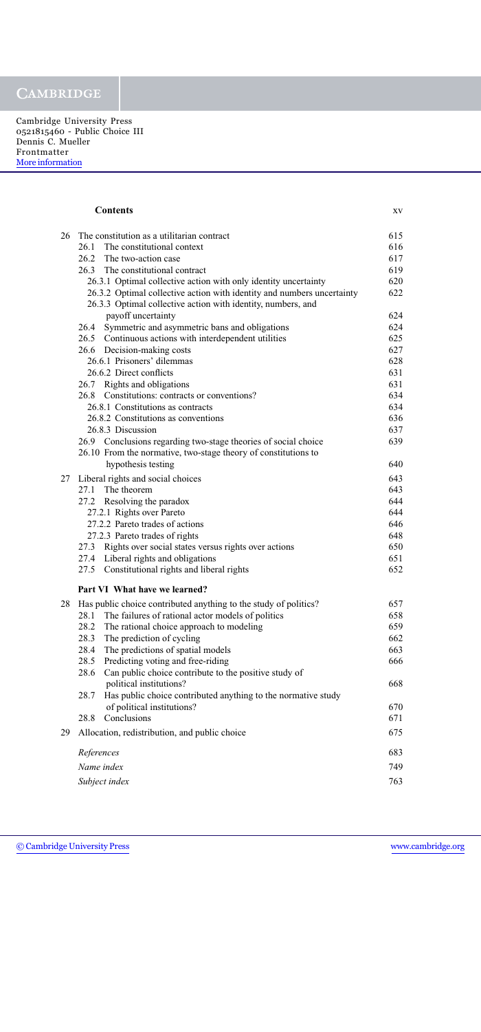| | | |
|---|---|---|
| 26 | The constitution as a utilitarian contract | 615 |
| | 26.1 The constitutional context | 616 |
| | 26.2 The two-action case | 617 |
| | 26.3 The constitutional contract | 619 |
| | 26.3.1 Optimal collective action with only identity uncertainty | 620 |
| | 26.3.2 Optimal collective action with identity and numbers uncertainty | 622 |
| | 26.3.3 Optimal collective action with identity, numbers, and payoff uncertainty | 624 |
| | 26.4 Symmetric and asymmetric bans and obligations | 624 |
| | 26.5 Continuous actions with interdependent utilities | 625 |
| | 26.6 Decision-making costs | 627 |
| | 26.6.1 Prisoners' dilemmas | 628 |
| | 26.6.2 Direct conflicts | 631 |
| | 26.7 Rights and obligations | 631 |
| | 26.8 Constitutions: contracts or conventions? | 634 |
| | 26.8.1 Constitutions as contracts | 634 |
| | 26.8.2 Constitutions as conventions | 636 |
| | 26.8.3 Discussion | 637 |
| | 26.9 Conclusions regarding two-stage theories of social choice | 639 |
| | 26.10 From the normative, two-stage theory of constitutions to hypothesis testing | 640 |
| 27 | Liberal rights and social choices | 643 |
| | 27.1 The theorem | 643 |
| | 27.2 Resolving the paradox | 644 |
| | 27.2.1 Rights over Pareto | 644 |
| | 27.2.2 Pareto trades of actions | 646 |
| | 27.2.3 Pareto trades of rights | 648 |
| | 27.3 Rights over social states versus rights over actions | 650 |
| | 27.4 Liberal rights and obligations | 651 |
| | 27.5 Constitutional rights and liberal rights | 652 |
| | **Part VI What have we learned?** | |
| 28 | Has public choice contributed anything to the study of politics? | 657 |
| | 28.1 The failures of rational actor models of politics | 658 |
| | 28.2 The rational choice approach to modeling | 659 |
| | 28.3 The prediction of cycling | 662 |
| | 28.4 The predictions of spatial models | 663 |
| | 28.5 Predicting voting and free-riding | 666 |
| | 28.6 Can public choice contribute to the positive study of political institutions? | 668 |
| | 28.7 Has public choice contributed anything to the normative study of political institutions? | 670 |
| | 28.8 Conclusions | 671 |
| 29 | Allocation, redistribution, and public choice | 675 |
| | *References* | 683 |
| | *Name index* | 749 |
| | *Subject index* | 763 |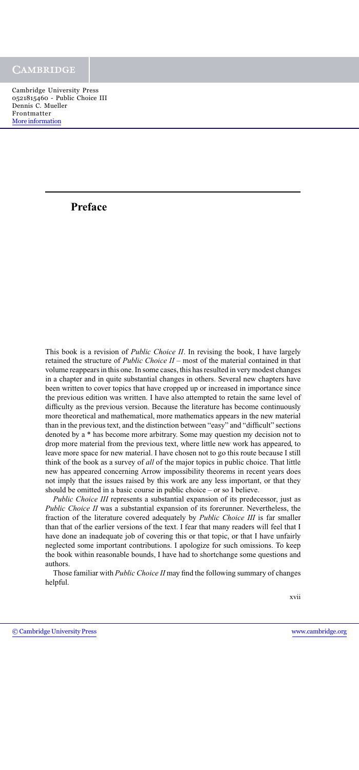# Preface

This book is a revision of *Public Choice II*. In revising the book, I have largely retained the structure of *Public Choice II* – most of the material contained in that volume reappears in this one. In some cases, this has resulted in very modest changes in a chapter and in quite substantial changes in others. Several new chapters have been written to cover topics that have cropped up or increased in importance since the previous edition was written. I have also attempted to retain the same level of difficulty as the previous version. Because the literature has become continuously more theoretical and mathematical, more mathematics appears in the new material than in the previous text, and the distinction between "easy" and "difficult" sections denoted by a * has become more arbitrary. Some may question my decision not to drop more material from the previous text, where little new work has appeared, to leave more space for new material. I have chosen not to go this route because I still think of the book as a survey of *all* of the major topics in public choice. That little new has appeared concerning Arrow impossibility theorems in recent years does not imply that the issues raised by this work are any less important, or that they should be omitted in a basic course in public choice – or so I believe.

*Public Choice III* represents a substantial expansion of its predecessor, just as *Public Choice II* was a substantial expansion of its forerunner. Nevertheless, the fraction of the literature covered adequately by *Public Choice III* is far smaller than that of the earlier versions of the text. I fear that many readers will feel that I have done an inadequate job of covering this or that topic, or that I have unfairly neglected some important contributions. I apologize for such omissions. To keep the book within reasonable bounds, I have had to shortchange some questions and authors.

Those familiar with *Public Choice II* may find the following summary of changes helpful.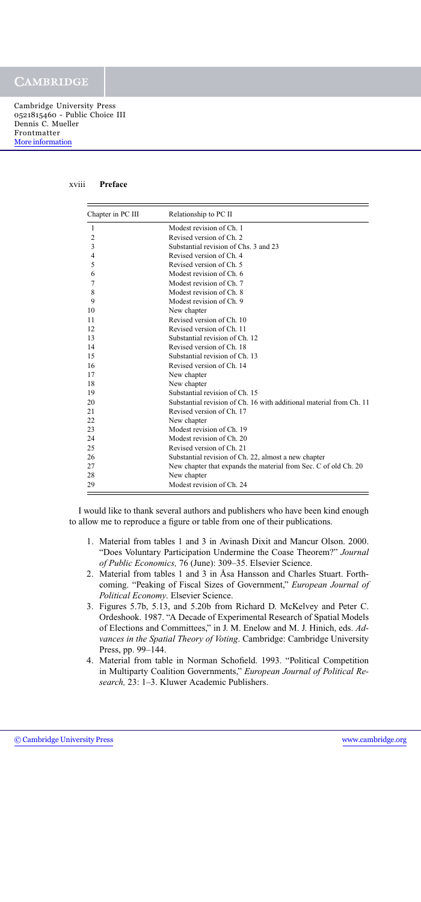| Chapter in PC III | Relationship to PC II |
|---|---|
| 1 | Modest revision of Ch. 1 |
| 2 | Revised version of Ch. 2 |
| 3 | Substantial revision of Chs. 3 and 23 |
| 4 | Revised version of Ch. 4 |
| 5 | Revised version of Ch. 5 |
| 6 | Modest revision of Ch. 6 |
| 7 | Modest revision of Ch. 7 |
| 8 | Modest revision of Ch. 8 |
| 9 | Modest revision of Ch. 9 |
| 10 | New chapter |
| 11 | Revised version of Ch. 10 |
| 12 | Revised version of Ch. 11 |
| 13 | Substantial revision of Ch. 12 |
| 14 | Revised version of Ch. 18 |
| 15 | Substantial revision of Ch. 13 |
| 16 | Revised version of Ch. 14 |
| 17 | New chapter |
| 18 | New chapter |
| 19 | Substantial revision of Ch. 15 |
| 20 | Substantial revision of Ch. 16 with additional material from Ch. 11 |
| 21 | Revised version of Ch. 17 |
| 22 | New chapter |
| 23 | Modest revision of Ch. 19 |
| 24 | Modest revision of Ch. 20 |
| 25 | Revised version of Ch. 21 |
| 26 | Substantial revision of Ch. 22, almost a new chapter |
| 27 | New chapter that expands the material from Sec. C of old Ch. 20 |
| 28 | New chapter |
| 29 | Modest revision of Ch. 24 |

I would like to thank several authors and publishers who have been kind enough to allow me to reproduce a figure or table from one of their publications.

1. Material from tables 1 and 3 in Avinash Dixit and Mancur Olson. 2000. "Does Voluntary Participation Undermine the Coase Theorem?" *Journal of Public Economics,* 76 (June): 309–35. Elsevier Science.
2. Material from tables 1 and 3 in Åsa Hansson and Charles Stuart. Forthcoming. "Peaking of Fiscal Sizes of Government," *European Journal of Political Economy*. Elsevier Science.
3. Figures 5.7b, 5.13, and 5.20b from Richard D. McKelvey and Peter C. Ordeshook. 1987. "A Decade of Experimental Research of Spatial Models of Elections and Committees," in J. M. Enelow and M. J. Hinich, eds. *Advances in the Spatial Theory of Voting*. Cambridge: Cambridge University Press, pp. 99–144.
4. Material from table in Norman Schofield. 1993. "Political Competition in Multiparty Coalition Governments," *European Journal of Political Research,* 23: 1–3. Kluwer Academic Publishers.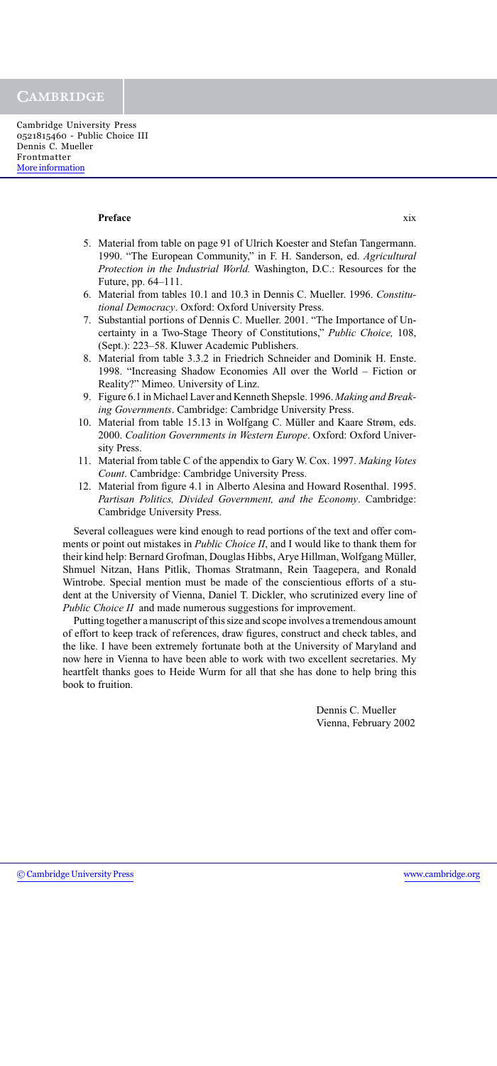5. Material from table on page 91 of Ulrich Koester and Stefan Tangermann. 1990. "The European Community," in F. H. Sanderson, ed. *Agricultural Protection in the Industrial World.* Washington, D.C.: Resources for the Future, pp. 64–111.
6. Material from tables 10.1 and 10.3 in Dennis C. Mueller. 1996. *Constitutional Democracy*. Oxford: Oxford University Press.
7. Substantial portions of Dennis C. Mueller. 2001. "The Importance of Uncertainty in a Two-Stage Theory of Constitutions," *Public Choice,* 108, (Sept.): 223–58. Kluwer Academic Publishers.
8. Material from table 3.3.2 in Friedrich Schneider and Dominik H. Enste. 1998. "Increasing Shadow Economies All over the World – Fiction or Reality?" Mimeo. University of Linz.
9. Figure 6.1 in Michael Laver and Kenneth Shepsle. 1996. *Making and Breaking Governments*. Cambridge: Cambridge University Press.
10. Material from table 15.13 in Wolfgang C. Müller and Kaare Strøm, eds. 2000. *Coalition Governments in Western Europe*. Oxford: Oxford University Press.
11. Material from table C of the appendix to Gary W. Cox. 1997. *Making Votes Count*. Cambridge: Cambridge University Press.
12. Material from figure 4.1 in Alberto Alesina and Howard Rosenthal. 1995. *Partisan Politics, Divided Government, and the Economy*. Cambridge: Cambridge University Press.

Several colleagues were kind enough to read portions of the text and offer comments or point out mistakes in *Public Choice II*, and I would like to thank them for their kind help: Bernard Grofman, Douglas Hibbs, Arye Hillman, Wolfgang Müller, Shmuel Nitzan, Hans Pitlik, Thomas Stratmann, Rein Taagepera, and Ronald Wintrobe. Special mention must be made of the conscientious efforts of a student at the University of Vienna, Daniel T. Dickler, who scrutinized every line of *Public Choice II* and made numerous suggestions for improvement.

Putting together a manuscript of this size and scope involves a tremendous amount of effort to keep track of references, draw figures, construct and check tables, and the like. I have been extremely fortunate both at the University of Maryland and now here in Vienna to have been able to work with two excellent secretaries. My heartfelt thanks goes to Heide Wurm for all that she has done to help bring this book to fruition.

Dennis C. Mueller
Vienna, February 2002